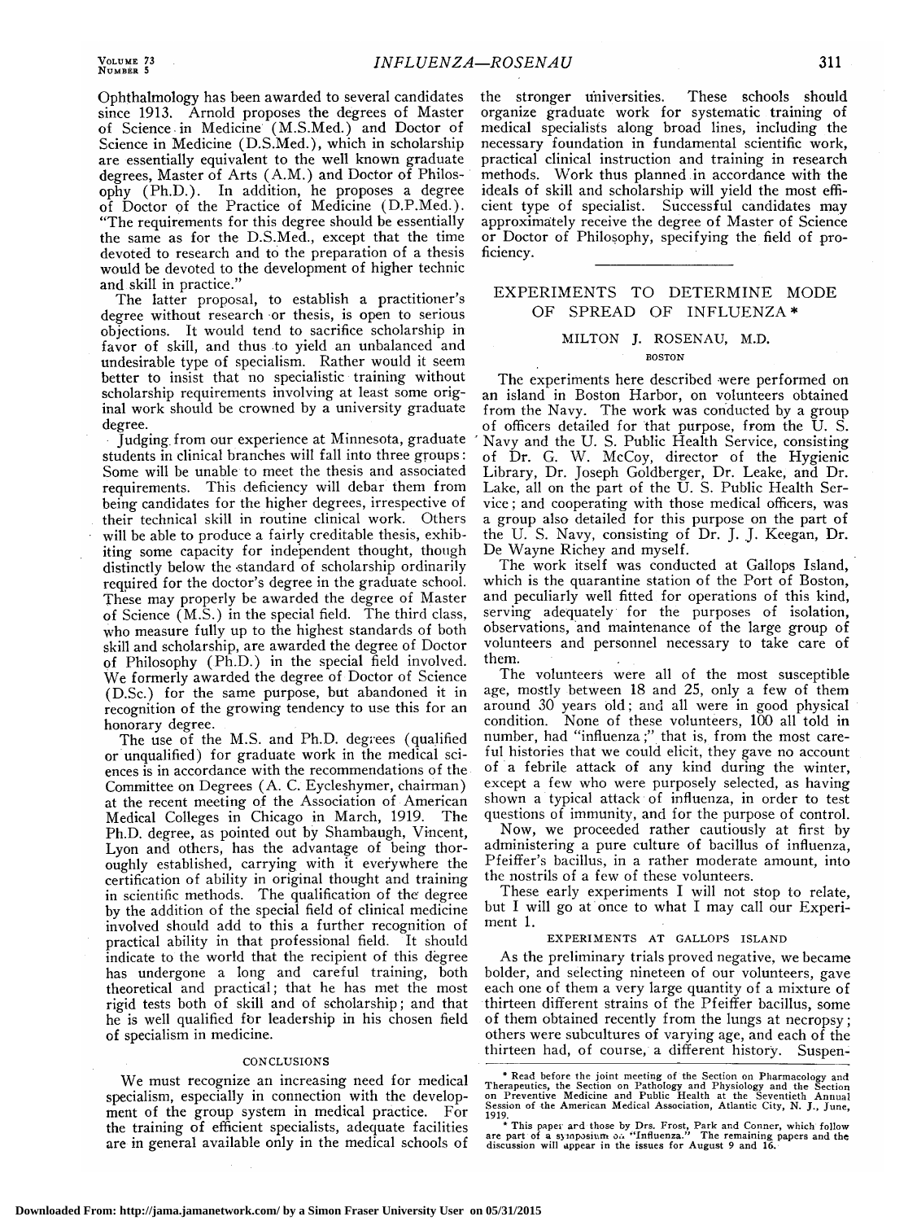Ophthalmology has been awarded to several candidates since 1913. Arnold proposes the degrees of Master of Science in Medicine (M.S.Med.) and Doctor of Science in Medicine (D.S.Med.), which in scholarship are essentially equivalent to the well known graduate degrees, Master of Arts (A.M.) and Doctor of Philosophy (Ph.D.). In addition, he proposes a degree of Doctor of the Practice of Medicine (D.P.Med.). "The requirements for this degree should be essentially the same as for the D.S.Med., except that the time devoted to research and to the preparation of a thesis would be devoted to the development of higher technic and skill in practice."

The latter proposal, to establish a practitioner's degree without research or thesis, is open to serious objections. It would tend to sacrifice scholarship in favor of skill, and thus to yield an unbalanced and undesirable type of specialism. Rather would it seem better to insist that no specialistic training without scholarship requirements involving at least some original work should be crowned by a university graduate degree.

Judging from our experience at Minnesota, graduate students in clinical branches will fall into three groups: Some will be unable to meet the thesis and associated requirements. This deficiency will debar them from being candidates for the higher degrees, irrespective of their technical skill in routine clinical work. Others will be able to produce a fairly creditable thesis, exhibiting some capacity for independent thought, though distinctly below the standard of scholarship ordinarily required for the doctor's degree in the graduate school. These may properly be awarded the degree of Master of Science (M.S.) in the special field. The third class, who measure fully up to the highest standards of both skill and scholarship, are awarded the degree of Doctor of Philosophy (Ph.D.) in the special field involved. We formerly awarded the degree of Doctor of Science (D.Sc.) for the same purpose, but abandoned it in recognition of the growing tendency to use this for an honorary degree.

The use of the M.S. and Ph.D. degrees (qualified or unqualified) for graduate work in the medical sciences is in accordance with the recommendations of the Committee on Degrees (A. C. Eycleshymer, chairman) at the recent meeting of the Association of American Medical Colleges in Chicago in March, 1919. The Ph.D. degree, as pointed out by Shambaugh, Vincent, Lyon and others, has the advantage of being thoroughly established, carrying with it everywhere the certification of ability in original thought and training in scientific methods. The qualification of the degree by the addition of the special field of clinical medicine involved should add to this a further recognition of practical ability in that professional field. It should indicate to the world that the recipient of this degree has undergone a long and careful training, both theoretical and practical; that he has met the most rigid tests both of skill and of scholarship; and that he is well qualified for leadership in his chosen field of specialism in medicine.

### CONCLUSIONS

We must recognize an increasing need for medical specialism, especially in connection with the development of the group system in medical practice. For the training of efficient specialists, adequate facilities are in general available only in the medical schools of the stronger universities. These schools should organize graduate work for systematic training of medical specialists along broad lines, including the necessary foundation in fundamental scientific work, practical clinical instruction and training in research methods. Work thus planned in accordance with the ideals of skill and scholarship will yield the most efficient type of specialist. Successful candidates may approximately receive the degree of Master of Science or Doctor of Philosophy, specifying the field of proficiency.

---

# EXPERIMENTS TO DETERMINE MODE OF SPREAD OF INFLUENZA *

MILTON J. ROSENAU, M.D.

BOSTON

The experiments here described were performed on an island in Boston Harbor, on volunteers obtained from the Navy. The work was conducted by a group of officers detailed for that purpose, from the U. S. Navy and the U. S. Public Health Service, consisting of Dr. G. W. McCoy, director of the Hygienic Library, Dr. Joseph Goldberger, Dr. Leake, and Dr. Lake, all on the part of the U. S. Public Health Service; and cooperating with those medical officers, was a group also detailed for this purpose on the part of the U. S. Navy, consisting of Dr. J. J. Keegan, Dr. De Wayne Richey and myself.

The work itself was conducted at Gallops Island, which is the quarantine station of the Port of Boston, and peculiarly well fitted for operations of this kind, serving adequately for the purposes of isolation, observations, and maintenance of the large group of volunteers and personnel necessary to take care of them.

The volunteers were all of the most susceptible age, mostly between 18 and 25, only a few of them around 30 years old; and all were in good physical condition. None of these volunteers, 100 all told in number, had "influenza;" that is, from the most careful histories that we could elicit, they gave no account of a febrile attack of any kind during the winter, except a few who were purposely selected, as having shown a typical attack of influenza, in order to test questions of immunity, and for the purpose of control.

Now, we proceeded rather cautiously at first by administering a pure culture of bacillus of influenza, Pfeiffer's bacillus, in a rather moderate amount, into the nostrils of a few of these volunteers.

These early experiments I will not stop to relate, but I will go at once to what I may call our Experiment 1.

### EXPERIMENTS AT GALLOPS ISLAND

As the preliminary trials proved negative, we became bolder, and selecting nineteen of our volunteers, gave each one of them a very large quantity of a mixture of thirteen different strains of the Pfeiffer bacillus, some of them obtained recently from the lungs at necropsy; others were subcultures of varying age, and each of the thirteen had, of course, a different history. Suspen-

* Read before the joint meeting of the Section on Pharmacology and Therapeutics, the Section on Pathology and Physiology and the Section on Preventive Medicine and Public Health at the Seventieth Annual Session of the American Medical Association, Atlantic City, N. J., June, 1919.

* This paper and those by Drs. Frost, Park and Conner, which follow are part of a symposium on "Influenza." The remaining papers and the discussion will appear in the issues for August 9 and 16.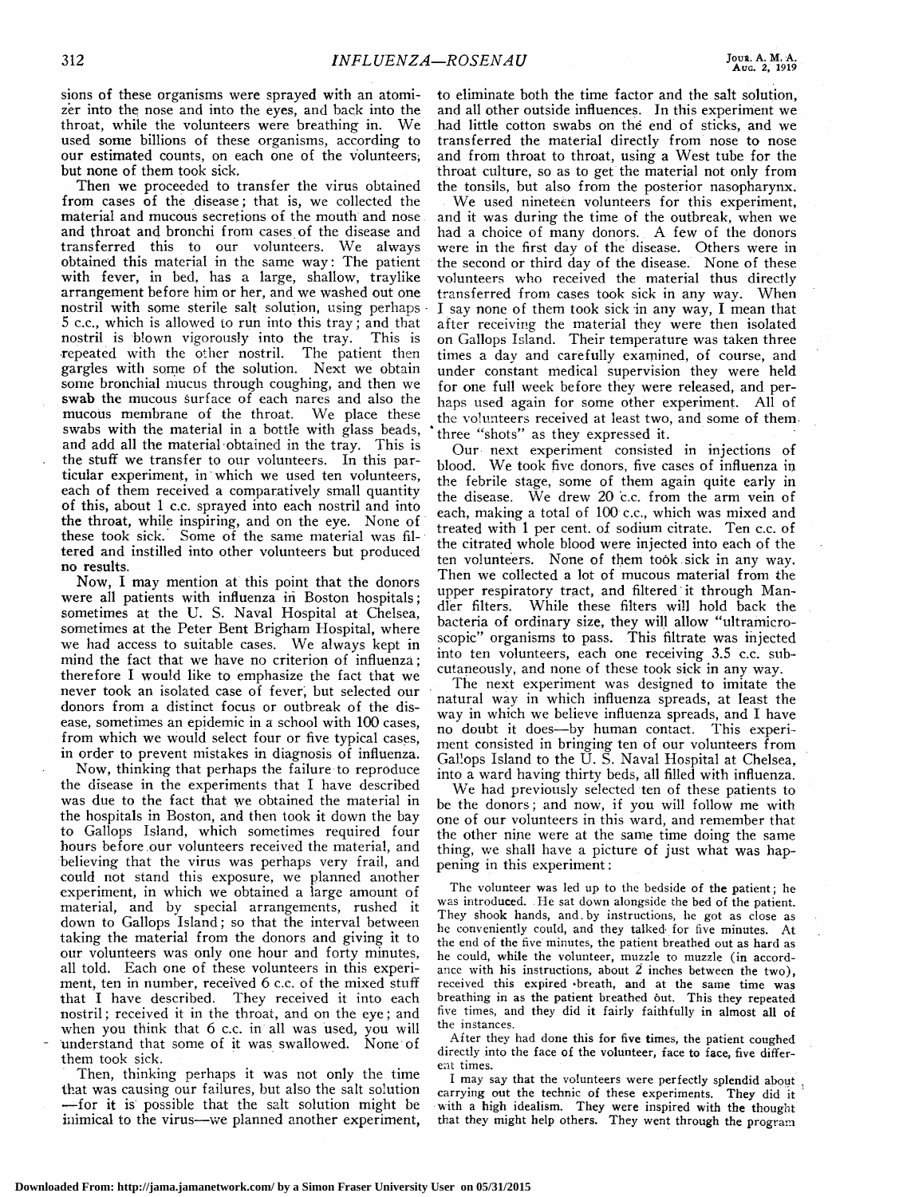sions of these organisms were sprayed with an atomizer into the nose and into the eyes, and back into the throat, while the volunteers were breathing in. We used some billions of these organisms, according to our estimated counts, on each one of the volunteers, but none of them took sick.

Then we proceeded to transfer the virus obtained from cases of the disease; that is, we collected the material and mucous secretions of the mouth and nose and throat and bronchi from cases of the disease and transferred this to our volunteers. We always obtained this material in the same way: The patient with fever, in bed, has a large, shallow, traylike arrangement before him or her, and we washed out one nostril with some sterile salt solution, using perhaps 5 c.c., which is allowed to run into this tray; and that nostril is blown vigorously into the tray. This is repeated with the other nostril. The patient then gargles with some of the solution. Next we obtain some bronchial mucus through coughing, and then we swab the mucous surface of each nares and also the mucous membrane of the throat. We place these swabs with the material in a bottle with glass beads, and add all the material obtained in the tray. This is the stuff we transfer to our volunteers. In this particular experiment, in which we used ten volunteers, each of them received a comparatively small quantity of this, about 1 c.c. sprayed into each nostril and into the throat, while inspiring, and on the eye. None of these took sick. Some of the same material was filtered and instilled into other volunteers but produced no results.

Now, I may mention at this point that the donors were all patients with influenza in Boston hospitals; sometimes at the U. S. Naval Hospital at Chelsea, sometimes at the Peter Bent Brigham Hospital, where we had access to suitable cases. We always kept in mind the fact that we have no criterion of influenza; therefore I would like to emphasize the fact that we never took an isolated case of fever, but selected our donors from a distinct focus or outbreak of the disease, sometimes an epidemic in a school with 100 cases, from which we would select four or five typical cases, in order to prevent mistakes in diagnosis of influenza.

Now, thinking that perhaps the failure to reproduce the disease in the experiments that I have described was due to the fact that we obtained the material in the hospitals in Boston, and then took it down the bay to Gallops Island, which sometimes required four hours before our volunteers received the material, and believing that the virus was perhaps very frail, and could not stand this exposure, we planned another experiment, in which we obtained a large amount of material, and by special arrangements, rushed it down to Gallops Island; so that the interval between taking the material from the donors and giving it to our volunteers was only one hour and forty minutes, all told. Each one of these volunteers in this experiment, ten in number, received 6 c.c. of the mixed stuff that I have described. They received it into each nostril; received it in the throat, and on the eye; and when you think that 6 c.c. in all was used, you will understand that some of it was swallowed. None of them took sick.

Then, thinking perhaps it was not only the time that was causing our failures, but also the salt solution—for it is possible that the salt solution might be inimical to the virus—we planned another experiment, to eliminate both the time factor and the salt solution, and all other outside influences. In this experiment we had little cotton swabs on the end of sticks, and we transferred the material directly from nose to nose and from throat to throat, using a West tube for the throat culture, so as to get the material not only from the tonsils, but also from the posterior nasopharynx.

We used nineteen volunteers for this experiment, and it was during the time of the outbreak, when we had a choice of many donors. A few of the donors were in the first day of the disease. Others were in the second or third day of the disease. None of these volunteers who received the material thus directly transferred from cases took sick in any way. When I say none of them took sick in any way, I mean that after receiving the material they were then isolated on Gallops Island. Their temperature was taken three times a day and carefully examined, of course, and under constant medical supervision they were held for one full week before they were released, and perhaps used again for some other experiment. All of the volunteers received at least two, and some of them three "shots" as they expressed it.

Our next experiment consisted in injections of blood. We took five donors, five cases of influenza in the febrile stage, some of them again quite early in the disease. We drew 20 c.c. from the arm vein of each, making a total of 100 c.c., which was mixed and treated with 1 per cent. of sodium citrate. Ten c.c. of the citrated whole blood were injected into each of the ten volunteers. None of them took sick in any way. Then we collected a lot of mucous material from the upper respiratory tract, and filtered it through Mandler filters. While these filters will hold back the bacteria of ordinary size, they will allow "ultramicroscopic" organisms to pass. This filtrate was injected into ten volunteers, each one receiving 3.5 c.c. subcutaneously, and none of these took sick in any way.

The next experiment was designed to imitate the natural way in which influenza spreads, at least the way in which we believe influenza spreads, and I have no doubt it does—by human contact. This experiment consisted in bringing ten of our volunteers from Gallops Island to the U. S. Naval Hospital at Chelsea, into a ward having thirty beds, all filled with influenza.

We had previously selected ten of these patients to be the donors; and now, if you will follow me with one of our volunteers in this ward, and remember that the other nine were at the same time doing the same thing, we shall have a picture of just what was happening in this experiment:

> The volunteer was led up to the bedside of the patient; he was introduced. He sat down alongside the bed of the patient. They shook hands, and by instructions, he got as close as he conveniently could, and they talked for five minutes. At the end of the five minutes, the patient breathed out as hard as he could, while the volunteer, muzzle to muzzle (in accordance with his instructions, about 2 inches between the two), received this expired breath, and at the same time was breathing in as the patient breathed out. This they repeated five times, and they did it fairly faithfully in almost all of the instances.
>
> After they had done this for five times, the patient coughed directly into the face of the volunteer, face to face, five different times.
>
> I may say that the volunteers were perfectly splendid about carrying out the technic of these experiments. They did it with a high idealism. They were inspired with the thought that they might help others. They went through the program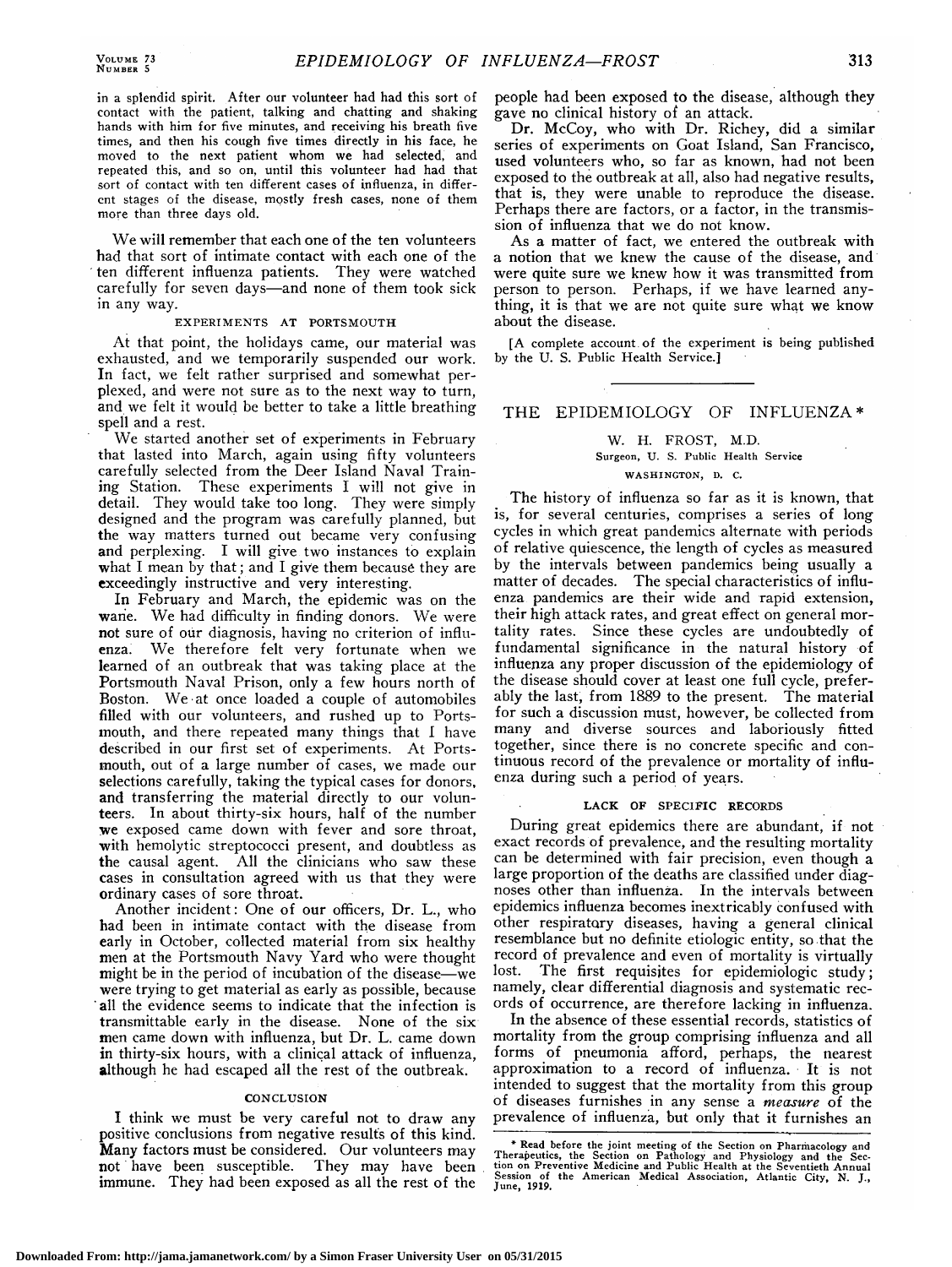in a splendid spirit. After our volunteer had had this sort of contact with the patient, talking and chatting and shaking hands with him for five minutes, and receiving his breath five times, and then his cough five times directly in his face, he moved to the next patient whom we had selected, and repeated this, and so on, until this volunteer had had that sort of contact with ten different cases of influenza, in different stages of the disease, mostly fresh cases, none of them more than three days old.

We will remember that each one of the ten volunteers had that sort of intimate contact with each one of the ten different influenza patients. They were watched carefully for seven days—and none of them took sick in any way.

### EXPERIMENTS AT PORTSMOUTH

At that point, the holidays came, our material was exhausted, and we temporarily suspended our work. In fact, we felt rather surprised and somewhat perplexed, and were not sure as to the next way to turn, and we felt it would be better to take a little breathing spell and a rest.

We started another set of experiments in February that lasted into March, again using fifty volunteers carefully selected from the Deer Island Naval Training Station. These experiments I will not give in detail. They would take too long. They were simply designed and the program was carefully planned, but the way matters turned out became very confusing and perplexing. I will give two instances to explain what I mean by that; and I give them because they are exceedingly instructive and very interesting.

In February and March, the epidemic was on the wane. We had difficulty in finding donors. We were not sure of our diagnosis, having no criterion of influenza. We therefore felt very fortunate when we learned of an outbreak that was taking place at the Portsmouth Naval Prison, only a few hours north of Boston. We at once loaded a couple of automobiles filled with our volunteers, and rushed up to Portsmouth, and there repeated many things that I have described in our first set of experiments. At Portsmouth, out of a large number of cases, we made our selections carefully, taking the typical cases for donors, and transferring the material directly to our volunteers. In about thirty-six hours, half of the number we exposed came down with fever and sore throat, with hemolytic streptococci present, and doubtless as the causal agent. All the clinicians who saw these cases in consultation agreed with us that they were ordinary cases of sore throat.

Another incident: One of our officers, Dr. L., who had been in intimate contact with the disease from early in October, collected material from six healthy men at the Portsmouth Navy Yard who were thought might be in the period of incubation of the disease—we were trying to get material as early as possible, because all the evidence seems to indicate that the infection is transmittable early in the disease. None of the six men came down with influenza, but Dr. L. came down in thirty-six hours, with a clinical attack of influenza, although he had escaped all the rest of the outbreak.

### CONCLUSION

I think we must be very careful not to draw any positive conclusions from negative results of this kind. Many factors must be considered. Our volunteers may not have been susceptible. They may have been immune. They had been exposed as all the rest of the people had been exposed to the disease, although they gave no clinical history of an attack.

Dr. McCoy, who with Dr. Richey, did a similar series of experiments on Goat Island, San Francisco, used volunteers who, so far as known, had not been exposed to the outbreak at all, also had negative results, that is, they were unable to reproduce the disease. Perhaps there are factors, or a factor, in the transmission of influenza that we do not know.

As a matter of fact, we entered the outbreak with a notion that we knew the cause of the disease, and were quite sure we knew how it was transmitted from person to person. Perhaps, if we have learned anything, it is that we are not quite sure what we know about the disease.

[A complete account of the experiment is being published by the U. S. Public Health Service.]

---

# THE EPIDEMIOLOGY OF INFLUENZA *

W. H. FROST, M.D.
Surgeon, U. S. Public Health Service
WASHINGTON, D. C.

The history of influenza so far as it is known, that is, for several centuries, comprises a series of long cycles in which great pandemics alternate with periods of relative quiescence, the length of cycles as measured by the intervals between pandemics being usually a matter of decades. The special characteristics of influenza pandemics are their wide and rapid extension, their high attack rates, and great effect on general mortality rates. Since these cycles are undoubtedly of fundamental significance in the natural history of influenza any proper discussion of the epidemiology of the disease should cover at least one full cycle, preferably the last, from 1889 to the present. The material for such a discussion must, however, be collected from many and diverse sources and laboriously fitted together, since there is no concrete specific and continuous record of the prevalence or mortality of influenza during such a period of years.

### LACK OF SPECIFIC RECORDS

During great epidemics there are abundant, if not exact records of prevalence, and the resulting mortality can be determined with fair precision, even though a large proportion of the deaths are classified under diagnoses other than influenza. In the intervals between epidemics influenza becomes inextricably confused with other respiratory diseases, having a general clinical resemblance but no definite etiologic entity, so that the record of prevalence and even of mortality is virtually lost. The first requisites for epidemiologic study; namely, clear differential diagnosis and systematic records of occurrence, are therefore lacking in influenza.

In the absence of these essential records, statistics of mortality from the group comprising influenza and all forms of pneumonia afford, perhaps, the nearest approximation to a record of influenza. It is not intended to suggest that the mortality from this group of diseases furnishes in any sense a *measure* of the prevalence of influenza, but only that it furnishes an

\* Read before the joint meeting of the Section on Pharmacology and Therapeutics, the Section on Pathology and Physiology and the Section on Preventive Medicine and Public Health at the Seventieth Annual Session of the American Medical Association, Atlantic City, N. J., June, 1919.